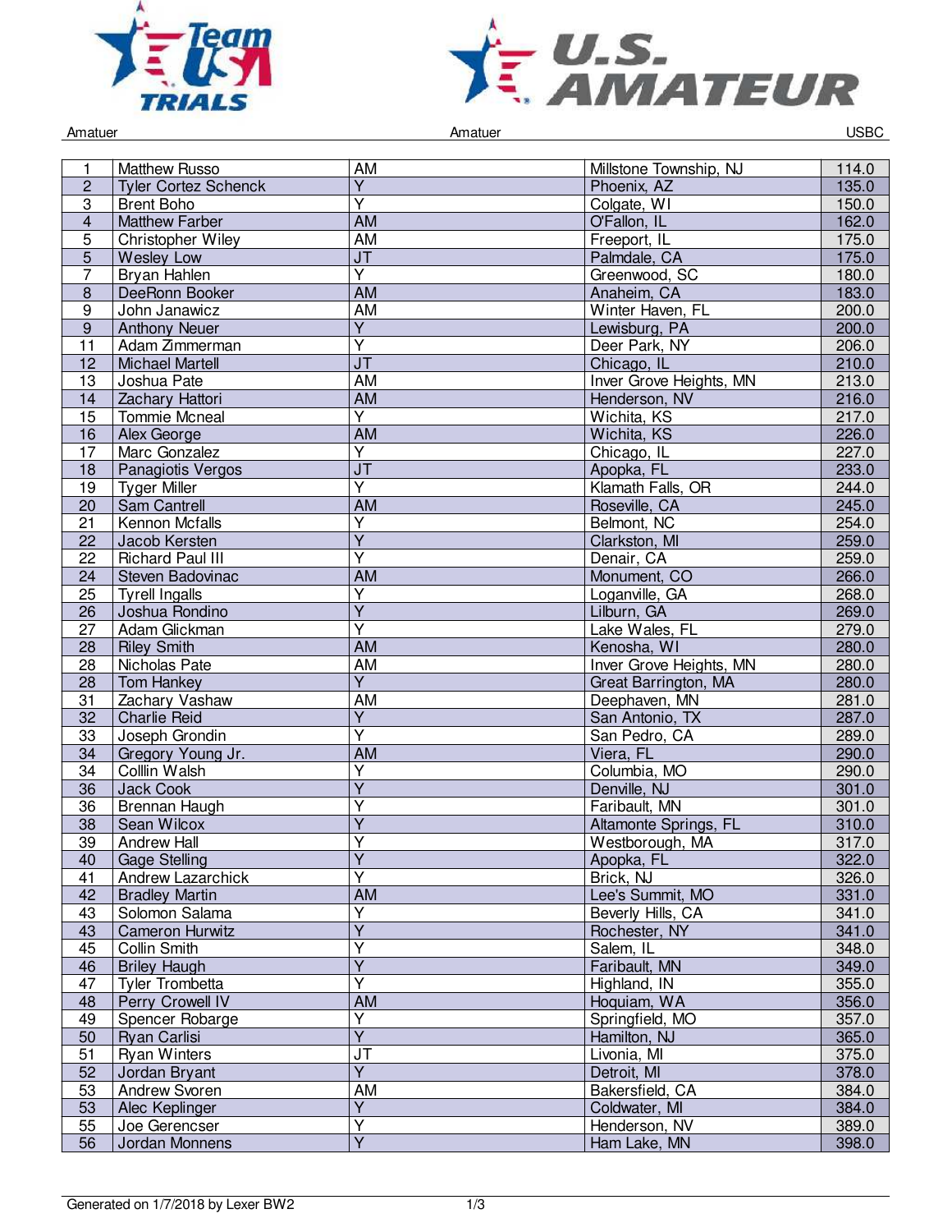Amatuer | Amatuer | USBC

| | | | | |
|---|---|---|---|---|
| 1 | Matthew Russo | AM | Millstone Township, NJ | 114.0 |
| 2 | Tyler Cortez Schenck | Y | Phoenix, AZ | 135.0 |
| 3 | Brent Boho | Y | Colgate, WI | 150.0 |
| 4 | Matthew Farber | AM | O'Fallon, IL | 162.0 |
| 5 | Christopher Wiley | AM | Freeport, IL | 175.0 |
| 5 | Wesley Low | JT | Palmdale, CA | 175.0 |
| 7 | Bryan Hahlen | Y | Greenwood, SC | 180.0 |
| 8 | DeeRonn Booker | AM | Anaheim, CA | 183.0 |
| 9 | John Janawicz | AM | Winter Haven, FL | 200.0 |
| 9 | Anthony Neuer | Y | Lewisburg, PA | 200.0 |
| 11 | Adam Zimmerman | Y | Deer Park, NY | 206.0 |
| 12 | Michael Martell | JT | Chicago, IL | 210.0 |
| 13 | Joshua Pate | AM | Inver Grove Heights, MN | 213.0 |
| 14 | Zachary Hattori | AM | Henderson, NV | 216.0 |
| 15 | Tommie Mcneal | Y | Wichita, KS | 217.0 |
| 16 | Alex George | AM | Wichita, KS | 226.0 |
| 17 | Marc Gonzalez | Y | Chicago, IL | 227.0 |
| 18 | Panagiotis Vergos | JT | Apopka, FL | 233.0 |
| 19 | Tyger Miller | Y | Klamath Falls, OR | 244.0 |
| 20 | Sam Cantrell | AM | Roseville, CA | 245.0 |
| 21 | Kennon Mcfalls | Y | Belmont, NC | 254.0 |
| 22 | Jacob Kersten | Y | Clarkston, MI | 259.0 |
| 22 | Richard Paul III | Y | Denair, CA | 259.0 |
| 24 | Steven Badovinac | AM | Monument, CO | 266.0 |
| 25 | Tyrell Ingalls | Y | Loganville, GA | 268.0 |
| 26 | Joshua Rondino | Y | Lilburn, GA | 269.0 |
| 27 | Adam Glickman | Y | Lake Wales, FL | 279.0 |
| 28 | Riley Smith | AM | Kenosha, WI | 280.0 |
| 28 | Nicholas Pate | AM | Inver Grove Heights, MN | 280.0 |
| 28 | Tom Hankey | Y | Great Barrington, MA | 280.0 |
| 31 | Zachary Vashaw | AM | Deephaven, MN | 281.0 |
| 32 | Charlie Reid | Y | San Antonio, TX | 287.0 |
| 33 | Joseph Grondin | Y | San Pedro, CA | 289.0 |
| 34 | Gregory Young Jr. | AM | Viera, FL | 290.0 |
| 34 | Colllin Walsh | Y | Columbia, MO | 290.0 |
| 36 | Jack Cook | Y | Denville, NJ | 301.0 |
| 36 | Brennan Haugh | Y | Faribault, MN | 301.0 |
| 38 | Sean Wilcox | Y | Altamonte Springs, FL | 310.0 |
| 39 | Andrew Hall | Y | Westborough, MA | 317.0 |
| 40 | Gage Stelling | Y | Apopka, FL | 322.0 |
| 41 | Andrew Lazarchick | Y | Brick, NJ | 326.0 |
| 42 | Bradley Martin | AM | Lee's Summit, MO | 331.0 |
| 43 | Solomon Salama | Y | Beverly Hills, CA | 341.0 |
| 43 | Cameron Hurwitz | Y | Rochester, NY | 341.0 |
| 45 | Collin Smith | Y | Salem, IL | 348.0 |
| 46 | Briley Haugh | Y | Faribault, MN | 349.0 |
| 47 | Tyler Trombetta | Y | Highland, IN | 355.0 |
| 48 | Perry Crowell IV | AM | Hoquiam, WA | 356.0 |
| 49 | Spencer Robarge | Y | Springfield, MO | 357.0 |
| 50 | Ryan Carlisi | Y | Hamilton, NJ | 365.0 |
| 51 | Ryan Winters | JT | Livonia, MI | 375.0 |
| 52 | Jordan Bryant | Y | Detroit, MI | 378.0 |
| 53 | Andrew Svoren | AM | Bakersfield, CA | 384.0 |
| 53 | Alec Keplinger | Y | Coldwater, MI | 384.0 |
| 55 | Joe Gerencser | Y | Henderson, NV | 389.0 |
| 56 | Jordan Monnens | Y | Ham Lake, MN | 398.0 |

Generated on 1/7/2018 by Lexer BW2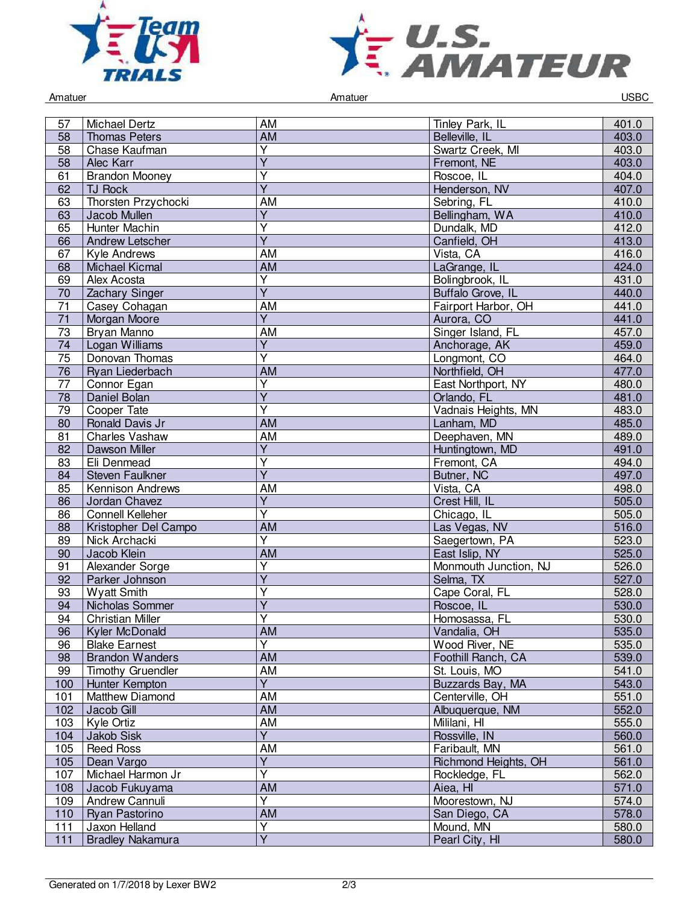| | | | | |
|---|---|---|---|---|
| 57 | Michael Dertz | AM | Tinley Park, IL | 401.0 |
| 58 | Thomas Peters | AM | Belleville, IL | 403.0 |
| 58 | Chase Kaufman | Y | Swartz Creek, MI | 403.0 |
| 58 | Alec Karr | Y | Fremont, NE | 403.0 |
| 61 | Brandon Mooney | Y | Roscoe, IL | 404.0 |
| 62 | TJ Rock | Y | Henderson, NV | 407.0 |
| 63 | Thorsten Przychocki | AM | Sebring, FL | 410.0 |
| 63 | Jacob Mullen | Y | Bellingham, WA | 410.0 |
| 65 | Hunter Machin | Y | Dundalk, MD | 412.0 |
| 66 | Andrew Letscher | Y | Canfield, OH | 413.0 |
| 67 | Kyle Andrews | AM | Vista, CA | 416.0 |
| 68 | Michael Kicmal | AM | LaGrange, IL | 424.0 |
| 69 | Alex Acosta | Y | Bolingbrook, IL | 431.0 |
| 70 | Zachary Singer | Y | Buffalo Grove, IL | 440.0 |
| 71 | Casey Cohagan | AM | Fairport Harbor, OH | 441.0 |
| 71 | Morgan Moore | Y | Aurora, CO | 441.0 |
| 73 | Bryan Manno | AM | Singer Island, FL | 457.0 |
| 74 | Logan Williams | Y | Anchorage, AK | 459.0 |
| 75 | Donovan Thomas | Y | Longmont, CO | 464.0 |
| 76 | Ryan Liederbach | AM | Northfield, OH | 477.0 |
| 77 | Connor Egan | Y | East Northport, NY | 480.0 |
| 78 | Daniel Bolan | Y | Orlando, FL | 481.0 |
| 79 | Cooper Tate | Y | Vadnais Heights, MN | 483.0 |
| 80 | Ronald Davis Jr | AM | Lanham, MD | 485.0 |
| 81 | Charles Vashaw | AM | Deephaven, MN | 489.0 |
| 82 | Dawson Miller | Y | Huntingtown, MD | 491.0 |
| 83 | Eli Denmead | Y | Fremont, CA | 494.0 |
| 84 | Steven Faulkner | Y | Butner, NC | 497.0 |
| 85 | Kennison Andrews | AM | Vista, CA | 498.0 |
| 86 | Jordan Chavez | Y | Crest Hill, IL | 505.0 |
| 86 | Connell Kelleher | Y | Chicago, IL | 505.0 |
| 88 | Kristopher Del Campo | AM | Las Vegas, NV | 516.0 |
| 89 | Nick Archacki | Y | Saegertown, PA | 523.0 |
| 90 | Jacob Klein | AM | East Islip, NY | 525.0 |
| 91 | Alexander Sorge | Y | Monmouth Junction, NJ | 526.0 |
| 92 | Parker Johnson | Y | Selma, TX | 527.0 |
| 93 | Wyatt Smith | Y | Cape Coral, FL | 528.0 |
| 94 | Nicholas Sommer | Y | Roscoe, IL | 530.0 |
| 94 | Christian Miller | Y | Homosassa, FL | 530.0 |
| 96 | Kyler McDonald | AM | Vandalia, OH | 535.0 |
| 96 | Blake Earnest | Y | Wood River, NE | 535.0 |
| 98 | Brandon Wanders | AM | Foothill Ranch, CA | 539.0 |
| 99 | Timothy Gruendler | AM | St. Louis, MO | 541.0 |
| 100 | Hunter Kempton | Y | Buzzards Bay, MA | 543.0 |
| 101 | Matthew Diamond | AM | Centerville, OH | 551.0 |
| 102 | Jacob Gill | AM | Albuquerque, NM | 552.0 |
| 103 | Kyle Ortiz | AM | Mililani, HI | 555.0 |
| 104 | Jakob Sisk | Y | Rossville, IN | 560.0 |
| 105 | Reed Ross | AM | Faribault, MN | 561.0 |
| 105 | Dean Vargo | Y | Richmond Heights, OH | 561.0 |
| 107 | Michael Harmon Jr | Y | Rockledge, FL | 562.0 |
| 108 | Jacob Fukuyama | AM | Aiea, HI | 571.0 |
| 109 | Andrew Cannuli | Y | Moorestown, NJ | 574.0 |
| 110 | Ryan Pastorino | AM | San Diego, CA | 578.0 |
| 111 | Jaxon Helland | Y | Mound, MN | 580.0 |
| 111 | Bradley Nakamura | Y | Pearl City, HI | 580.0 |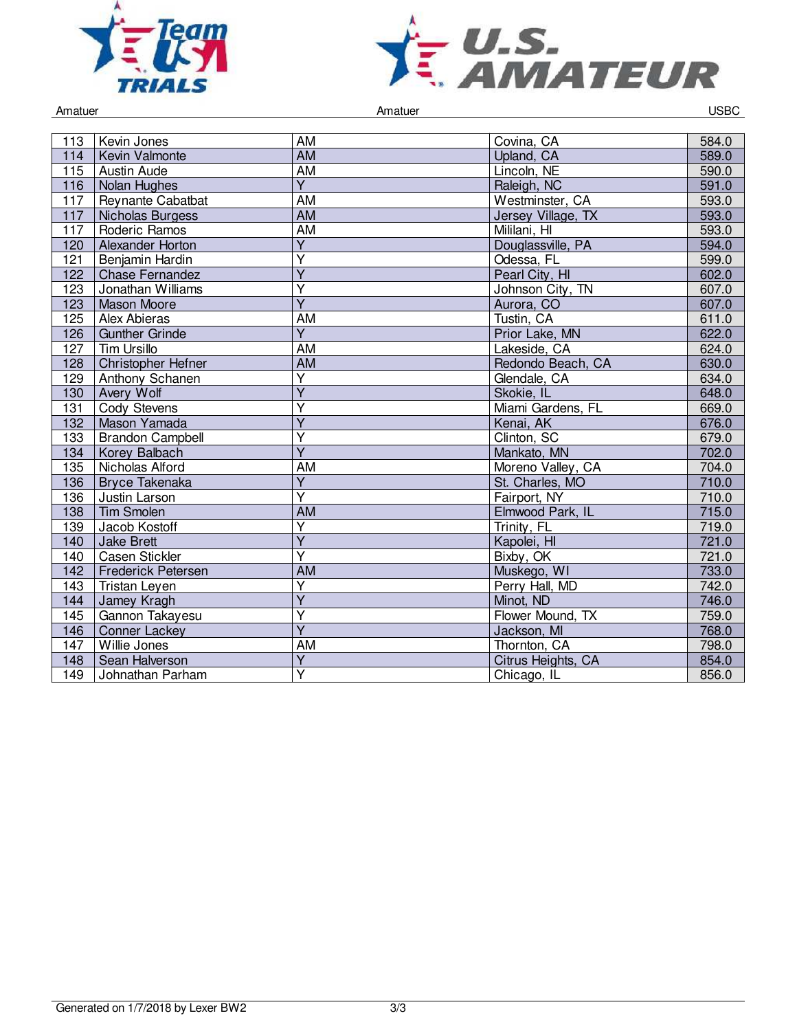| | | | | |
|---|---|---|---|---|
| 113 | Kevin Jones | AM | Covina, CA | 584.0 |
| 114 | Kevin Valmonte | AM | Upland, CA | 589.0 |
| 115 | Austin Aude | AM | Lincoln, NE | 590.0 |
| 116 | Nolan Hughes | Y | Raleigh, NC | 591.0 |
| 117 | Reynante Cabatbat | AM | Westminster, CA | 593.0 |
| 117 | Nicholas Burgess | AM | Jersey Village, TX | 593.0 |
| 117 | Roderic Ramos | AM | Mililani, HI | 593.0 |
| 120 | Alexander Horton | Y | Douglassville, PA | 594.0 |
| 121 | Benjamin Hardin | Y | Odessa, FL | 599.0 |
| 122 | Chase Fernandez | Y | Pearl City, HI | 602.0 |
| 123 | Jonathan Williams | Y | Johnson City, TN | 607.0 |
| 123 | Mason Moore | Y | Aurora, CO | 607.0 |
| 125 | Alex Abieras | AM | Tustin, CA | 611.0 |
| 126 | Gunther Grinde | Y | Prior Lake, MN | 622.0 |
| 127 | Tim Ursillo | AM | Lakeside, CA | 624.0 |
| 128 | Christopher Hefner | AM | Redondo Beach, CA | 630.0 |
| 129 | Anthony Schanen | Y | Glendale, CA | 634.0 |
| 130 | Avery Wolf | Y | Skokie, IL | 648.0 |
| 131 | Cody Stevens | Y | Miami Gardens, FL | 669.0 |
| 132 | Mason Yamada | Y | Kenai, AK | 676.0 |
| 133 | Brandon Campbell | Y | Clinton, SC | 679.0 |
| 134 | Korey Balbach | Y | Mankato, MN | 702.0 |
| 135 | Nicholas Alford | AM | Moreno Valley, CA | 704.0 |
| 136 | Bryce Takenaka | Y | St. Charles, MO | 710.0 |
| 136 | Justin Larson | Y | Fairport, NY | 710.0 |
| 138 | Tim Smolen | AM | Elmwood Park, IL | 715.0 |
| 139 | Jacob Kostoff | Y | Trinity, FL | 719.0 |
| 140 | Jake Brett | Y | Kapolei, HI | 721.0 |
| 140 | Casen Stickler | Y | Bixby, OK | 721.0 |
| 142 | Frederick Petersen | AM | Muskego, WI | 733.0 |
| 143 | Tristan Leyen | Y | Perry Hall, MD | 742.0 |
| 144 | Jamey Kragh | Y | Minot, ND | 746.0 |
| 145 | Gannon Takayesu | Y | Flower Mound, TX | 759.0 |
| 146 | Conner Lackey | Y | Jackson, MI | 768.0 |
| 147 | Willie Jones | AM | Thornton, CA | 798.0 |
| 148 | Sean Halverson | Y | Citrus Heights, CA | 854.0 |
| 149 | Johnathan Parham | Y | Chicago, IL | 856.0 |

Generated on 1/7/2018 by Lexer BW2